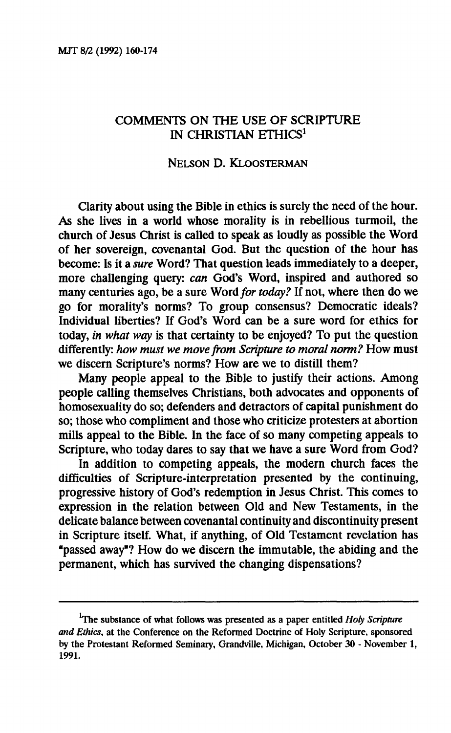# COMMENTS ON THE USE OF SCRIPTURE IN CHRISTIAN ETHICS[1]

NELSON D. KLOOSTERMAN

Clarity about using the Bible in ethics is surely the need of the hour. As she lives in a world whose morality is in rebellious turmoil, the church of Jesus Christ is called to speak as loudly as possible the Word of her sovereign, covenantal God. But the question of the hour has become: Is it a *sure* Word? That question leads immediately to a deeper, more challenging query: *can* God's Word, inspired and authored so many centuries ago, be a sure Word *for today?* If not, where then do we go for morality's norms? To group consensus? Democratic ideals? Individual liberties? If God's Word can be a sure word for ethics for today, *in what way* is that certainty to be enjoyed? To put the question differently: *how must we move from Scripture to moral norm?* How must we discern Scripture's norms? How are we to distill them?

Many people appeal to the Bible to justify their actions. Among people calling themselves Christians, both advocates and opponents of homosexuality do so; defenders and detractors of capital punishment do so; those who compliment and those who criticize protesters at abortion mills appeal to the Bible. In the face of so many competing appeals to Scripture, who today dares to say that we have a sure Word from God?

In addition to competing appeals, the modern church faces the difficulties of Scripture-interpretation presented by the continuing, progressive history of God's redemption in Jesus Christ. This comes to expression in the relation between Old and New Testaments, in the delicate balance between covenantal continuity and discontinuity present in Scripture itself. What, if anything, of Old Testament revelation has "passed away"? How do we discern the immutable, the abiding and the permanent, which has survived the changing dispensations?

---

[1] The substance of what follows was presented as a paper entitled *Holy Scripture and Ethics*, at the Conference on the Reformed Doctrine of Holy Scripture, sponsored by the Protestant Reformed Seminary, Grandville, Michigan, October 30 - November 1, 1991.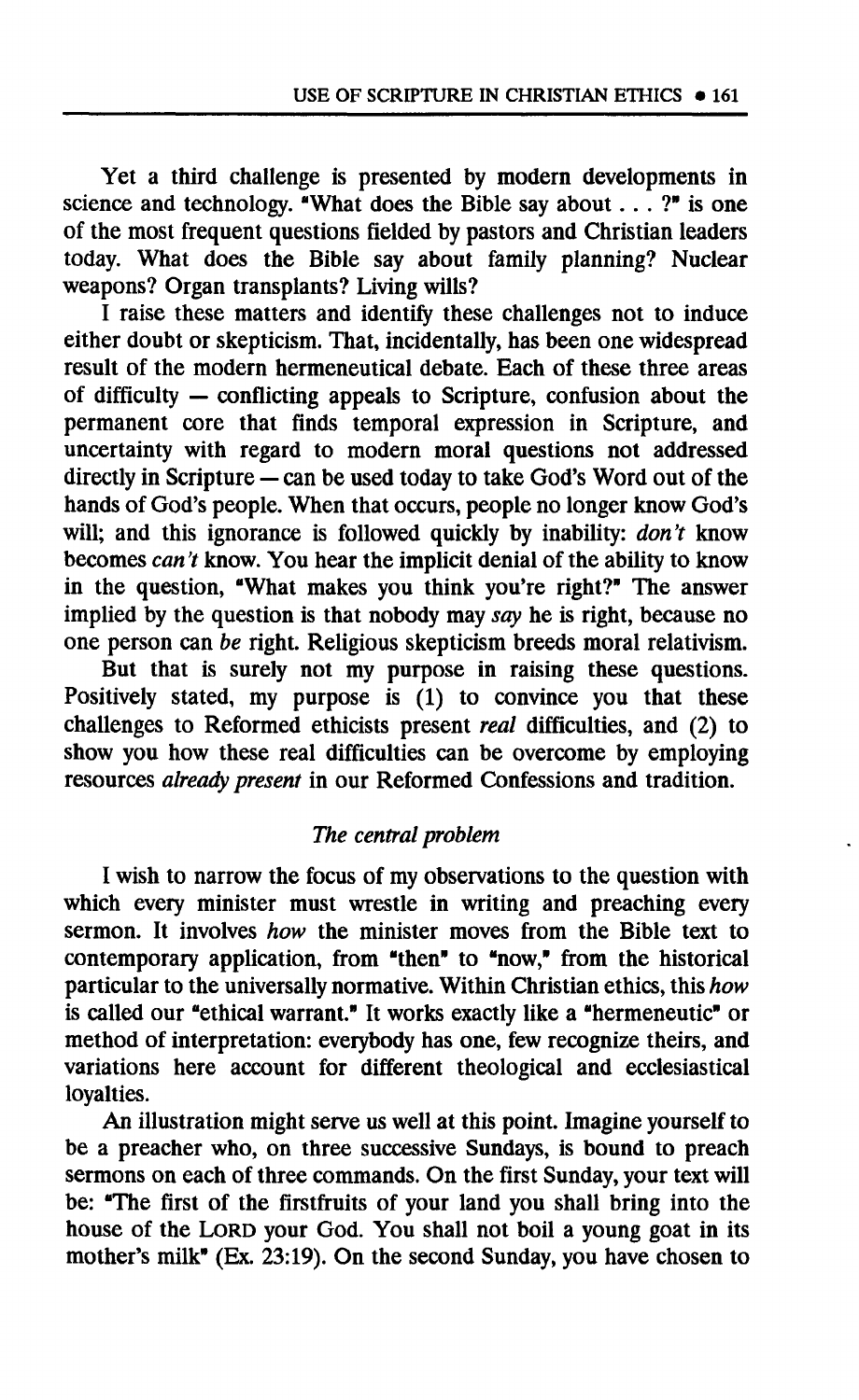Yet a third challenge is presented by modern developments in science and technology. "What does the Bible say about . . . ?" is one of the most frequent questions fielded by pastors and Christian leaders today. What does the Bible say about family planning? Nuclear weapons? Organ transplants? Living wills?

I raise these matters and identify these challenges not to induce either doubt or skepticism. That, incidentally, has been one widespread result of the modern hermeneutical debate. Each of these three areas of difficulty — conflicting appeals to Scripture, confusion about the permanent core that finds temporal expression in Scripture, and uncertainty with regard to modern moral questions not addressed directly in Scripture — can be used today to take God's Word out of the hands of God's people. When that occurs, people no longer know God's will; and this ignorance is followed quickly by inability: *don't* know becomes *can't* know. You hear the implicit denial of the ability to know in the question, "What makes you think you're right?" The answer implied by the question is that nobody may *say* he is right, because no one person can *be* right. Religious skepticism breeds moral relativism.

But that is surely not my purpose in raising these questions. Positively stated, my purpose is (1) to convince you that these challenges to Reformed ethicists present *real* difficulties, and (2) to show you how these real difficulties can be overcome by employing resources *already present* in our Reformed Confessions and tradition.

### *The central problem*

I wish to narrow the focus of my observations to the question with which every minister must wrestle in writing and preaching every sermon. It involves *how* the minister moves from the Bible text to contemporary application, from "then" to "now," from the historical particular to the universally normative. Within Christian ethics, this *how* is called our "ethical warrant." It works exactly like a "hermeneutic" or method of interpretation: everybody has one, few recognize theirs, and variations here account for different theological and ecclesiastical loyalties.

An illustration might serve us well at this point. Imagine yourself to be a preacher who, on three successive Sundays, is bound to preach sermons on each of three commands. On the first Sunday, your text will be: "The first of the firstfruits of your land you shall bring into the house of the LORD your God. You shall not boil a young goat in its mother's milk" (Ex. 23:19). On the second Sunday, you have chosen to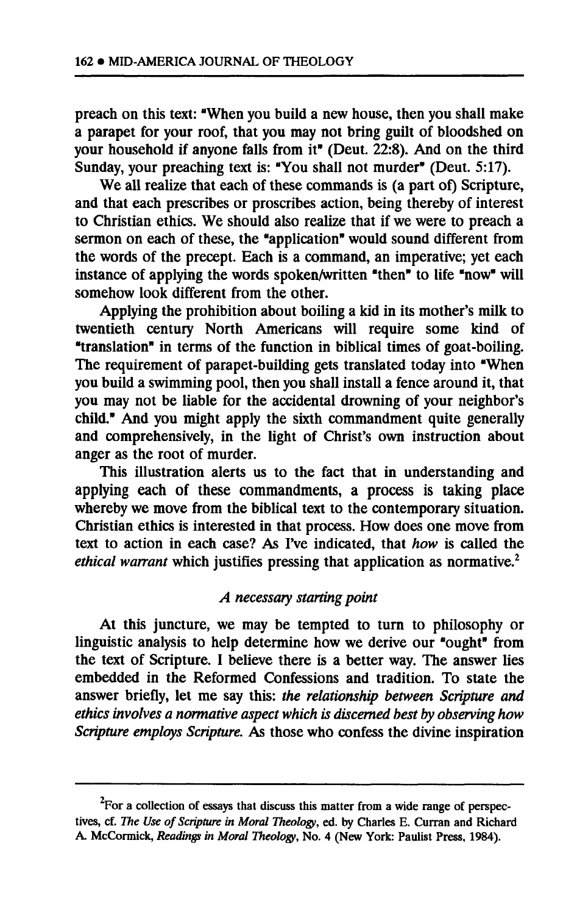preach on this text: "When you build a new house, then you shall make a parapet for your roof, that you may not bring guilt of bloodshed on your household if anyone falls from it" (Deut. 22:8). And on the third Sunday, your preaching text is: "You shall not murder" (Deut. 5:17).

We all realize that each of these commands is (a part of) Scripture, and that each prescribes or proscribes action, being thereby of interest to Christian ethics. We should also realize that if we were to preach a sermon on each of these, the "application" would sound different from the words of the precept. Each is a command, an imperative; yet each instance of applying the words spoken/written "then" to life "now" will somehow look different from the other.

Applying the prohibition about boiling a kid in its mother's milk to twentieth century North Americans will require some kind of "translation" in terms of the function in biblical times of goat-boiling. The requirement of parapet-building gets translated today into "When you build a swimming pool, then you shall install a fence around it, that you may not be liable for the accidental drowning of your neighbor's child." And you might apply the sixth commandment quite generally and comprehensively, in the light of Christ's own instruction about anger as the root of murder.

This illustration alerts us to the fact that in understanding and applying each of these commandments, a process is taking place whereby we move from the biblical text to the contemporary situation. Christian ethics is interested in that process. How does one move from text to action in each case? As I've indicated, that *how* is called the *ethical warrant* which justifies pressing that application as normative.[2]

### *A necessary starting point*

At this juncture, we may be tempted to turn to philosophy or linguistic analysis to help determine how we derive our "ought" from the text of Scripture. I believe there is a better way. The answer lies embedded in the Reformed Confessions and tradition. To state the answer briefly, let me say this: *the relationship between Scripture and ethics involves a normative aspect which is discerned best by observing how Scripture employs Scripture.* As those who confess the divine inspiration

---

[2]For a collection of essays that discuss this matter from a wide range of perspectives, cf. *The Use of Scripture in Moral Theology*, ed. by Charles E. Curran and Richard A. McCormick, *Readings in Moral Theology*, No. 4 (New York: Paulist Press, 1984).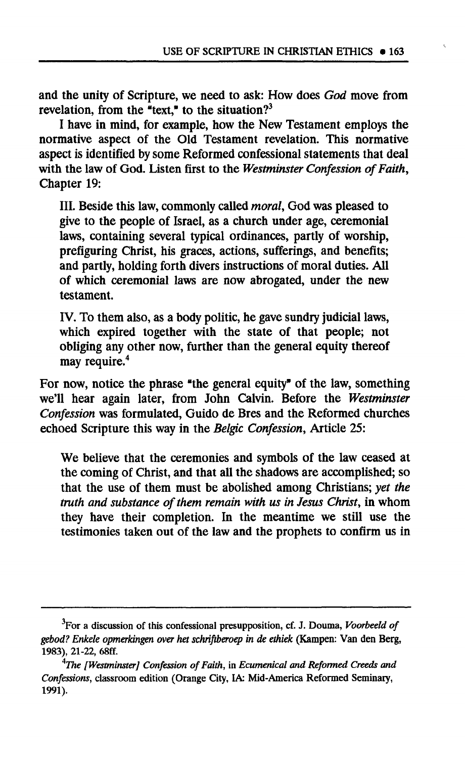and the unity of Scripture, we need to ask: How does *God* move from revelation, from the "text," to the situation?[3]

I have in mind, for example, how the New Testament employs the normative aspect of the Old Testament revelation. This normative aspect is identified by some Reformed confessional statements that deal with the law of God. Listen first to the *Westminster Confession of Faith*, Chapter 19:

> III. Beside this law, commonly called *moral*, God was pleased to give to the people of Israel, as a church under age, ceremonial laws, containing several typical ordinances, partly of worship, prefiguring Christ, his graces, actions, sufferings, and benefits; and partly, holding forth divers instructions of moral duties. All of which ceremonial laws are now abrogated, under the new testament.
>
> IV. To them also, as a body politic, he gave sundry judicial laws, which expired together with the state of that people; not obliging any other now, further than the general equity thereof may require.[4]

For now, notice the phrase "the general equity" of the law, something we'll hear again later, from John Calvin. Before the *Westminster Confession* was formulated, Guido de Bres and the Reformed churches echoed Scripture this way in the *Belgic Confession*, Article 25:

> We believe that the ceremonies and symbols of the law ceased at the coming of Christ, and that all the shadows are accomplished; so that the use of them must be abolished among Christians; *yet the truth and substance of them remain with us in Jesus Christ*, in whom they have their completion. In the meantime we still use the testimonies taken out of the law and the prophets to confirm us in

---

[3]For a discussion of this confessional presupposition, cf. J. Douma, *Voorbeeld of gebod? Enkele opmerkingen over het schriftberoep in de ethiek* (Kampen: Van den Berg, 1983), 21-22, 68ff.

[4]*The [Westminster] Confession of Faith*, in *Ecumenical and Reformed Creeds and Confessions*, classroom edition (Orange City, IA: Mid-America Reformed Seminary, 1991).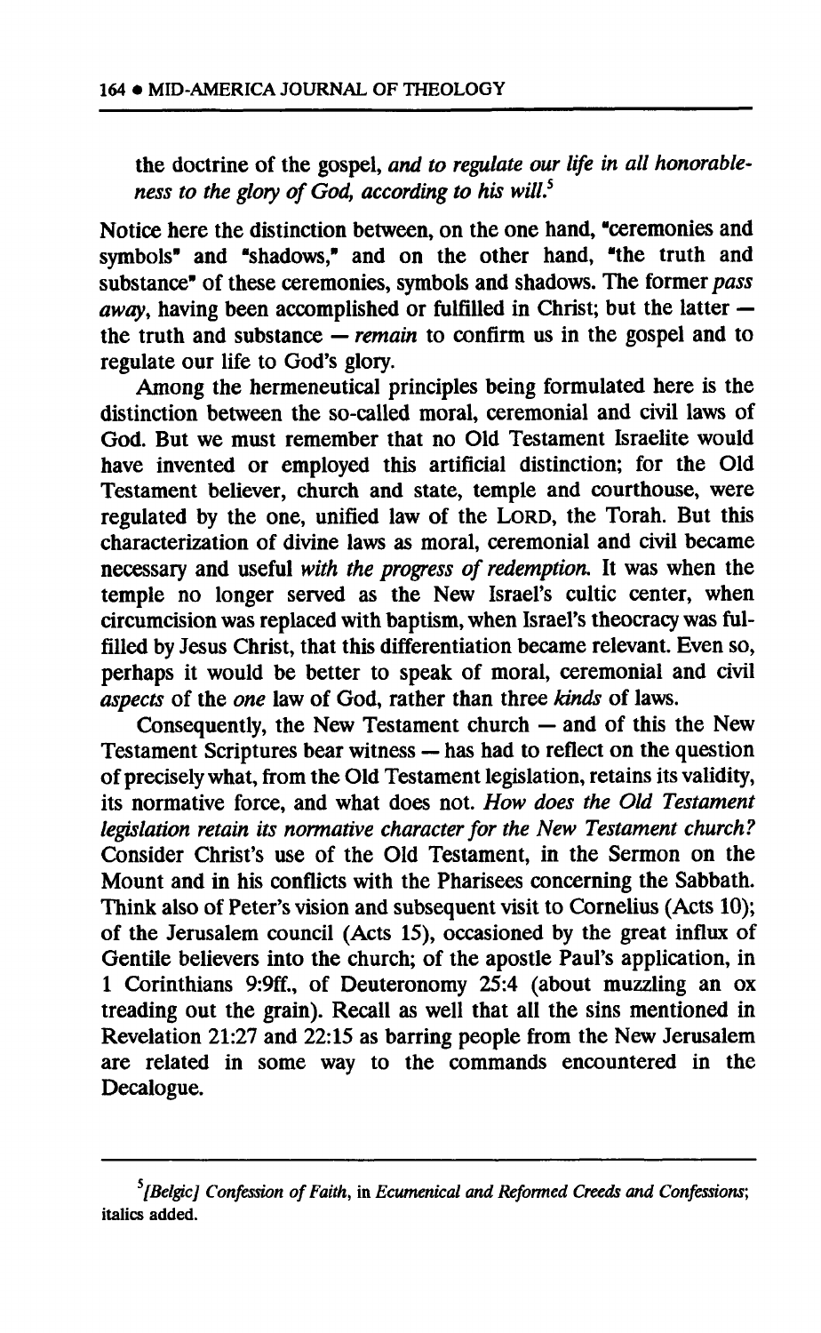the doctrine of the gospel, *and to regulate our life in all honorableness to the glory of God, according to his will.*[5]

Notice here the distinction between, on the one hand, "ceremonies and symbols" and "shadows," and on the other hand, "the truth and substance" of these ceremonies, symbols and shadows. The former *pass away*, having been accomplished or fulfilled in Christ; but the latter — the truth and substance — *remain* to confirm us in the gospel and to regulate our life to God's glory.

Among the hermeneutical principles being formulated here is the distinction between the so-called moral, ceremonial and civil laws of God. But we must remember that no Old Testament Israelite would have invented or employed this artificial distinction; for the Old Testament believer, church and state, temple and courthouse, were regulated by the one, unified law of the LORD, the Torah. But this characterization of divine laws as moral, ceremonial and civil became necessary and useful *with the progress of redemption.* It was when the temple no longer served as the New Israel's cultic center, when circumcision was replaced with baptism, when Israel's theocracy was fulfilled by Jesus Christ, that this differentiation became relevant. Even so, perhaps it would be better to speak of moral, ceremonial and civil *aspects* of the *one* law of God, rather than three *kinds* of laws.

Consequently, the New Testament church — and of this the New Testament Scriptures bear witness — has had to reflect on the question of precisely what, from the Old Testament legislation, retains its validity, its normative force, and what does not. *How does the Old Testament legislation retain its normative character for the New Testament church?* Consider Christ's use of the Old Testament, in the Sermon on the Mount and in his conflicts with the Pharisees concerning the Sabbath. Think also of Peter's vision and subsequent visit to Cornelius (Acts 10); of the Jerusalem council (Acts 15), occasioned by the great influx of Gentile believers into the church; of the apostle Paul's application, in 1 Corinthians 9:9ff., of Deuteronomy 25:4 (about muzzling an ox treading out the grain). Recall as well that all the sins mentioned in Revelation 21:27 and 22:15 as barring people from the New Jerusalem are related in some way to the commands encountered in the Decalogue.

---

[5] *[Belgic] Confession of Faith*, in *Ecumenical and Reformed Creeds and Confessions*; italics added.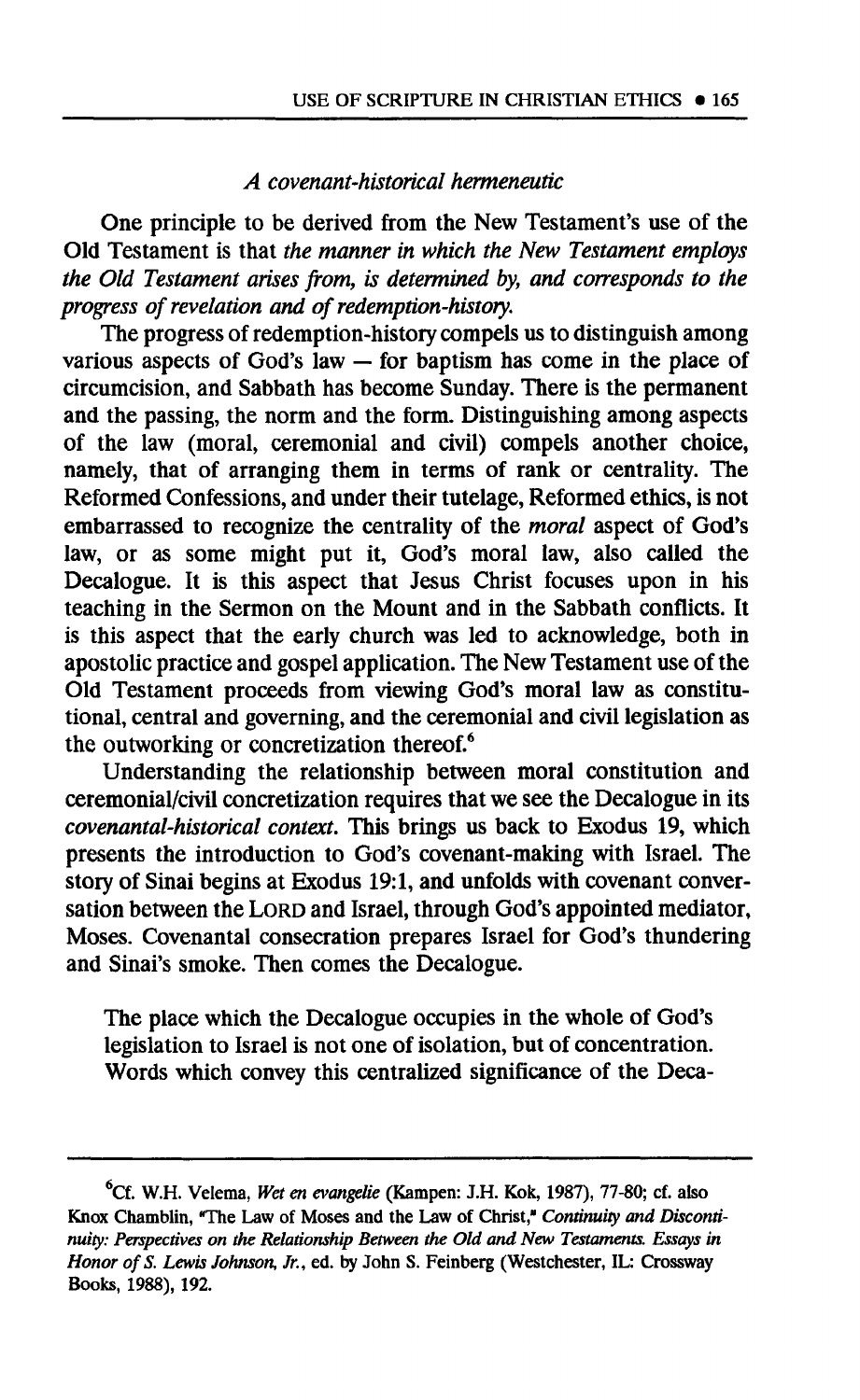### *A covenant-historical hermeneutic*

One principle to be derived from the New Testament's use of the Old Testament is that *the manner in which the New Testament employs the Old Testament arises from, is determined by, and corresponds to the progress of revelation and of redemption-history.*

The progress of redemption-history compels us to distinguish among various aspects of God's law — for baptism has come in the place of circumcision, and Sabbath has become Sunday. There is the permanent and the passing, the norm and the form. Distinguishing among aspects of the law (moral, ceremonial and civil) compels another choice, namely, that of arranging them in terms of rank or centrality. The Reformed Confessions, and under their tutelage, Reformed ethics, is not embarrassed to recognize the centrality of the *moral* aspect of God's law, or as some might put it, God's moral law, also called the Decalogue. It is this aspect that Jesus Christ focuses upon in his teaching in the Sermon on the Mount and in the Sabbath conflicts. It is this aspect that the early church was led to acknowledge, both in apostolic practice and gospel application. The New Testament use of the Old Testament proceeds from viewing God's moral law as constitutional, central and governing, and the ceremonial and civil legislation as the outworking or concretization thereof.[6]

Understanding the relationship between moral constitution and ceremonial/civil concretization requires that we see the Decalogue in its *covenantal-historical context*. This brings us back to Exodus 19, which presents the introduction to God's covenant-making with Israel. The story of Sinai begins at Exodus 19:1, and unfolds with covenant conversation between the LORD and Israel, through God's appointed mediator, Moses. Covenantal consecration prepares Israel for God's thundering and Sinai's smoke. Then comes the Decalogue.

> The place which the Decalogue occupies in the whole of God's legislation to Israel is not one of isolation, but of concentration. Words which convey this centralized significance of the Deca-

---

[6]Cf. W.H. Velema, *Wet en evangelie* (Kampen: J.H. Kok, 1987), 77-80; cf. also Knox Chamblin, "The Law of Moses and the Law of Christ," *Continuity and Discontinuity: Perspectives on the Relationship Between the Old and New Testaments. Essays in Honor of S. Lewis Johnson, Jr.*, ed. by John S. Feinberg (Westchester, IL: Crossway Books, 1988), 192.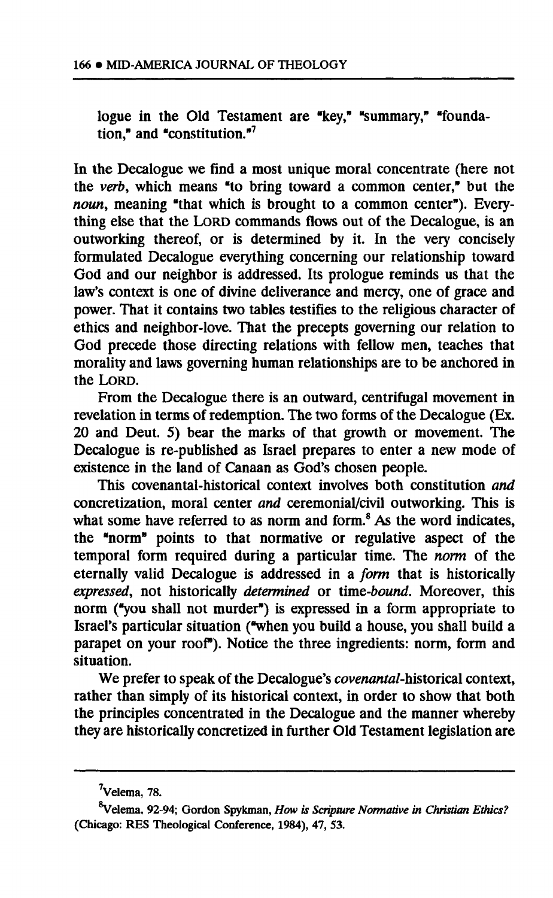logue in the Old Testament are "key," "summary," "foundation," and "constitution."[7]

In the Decalogue we find a most unique moral concentrate (here not the *verb*, which means "to bring toward a common center," but the *noun*, meaning "that which is brought to a common center"). Everything else that the LORD commands flows out of the Decalogue, is an outworking thereof, or is determined by it. In the very concisely formulated Decalogue everything concerning our relationship toward God and our neighbor is addressed. Its prologue reminds us that the law's context is one of divine deliverance and mercy, one of grace and power. That it contains two tables testifies to the religious character of ethics and neighbor-love. That the precepts governing our relation to God precede those directing relations with fellow men, teaches that morality and laws governing human relationships are to be anchored in the LORD.

From the Decalogue there is an outward, centrifugal movement in revelation in terms of redemption. The two forms of the Decalogue (Ex. 20 and Deut. 5) bear the marks of that growth or movement. The Decalogue is re-published as Israel prepares to enter a new mode of existence in the land of Canaan as God's chosen people.

This covenantal-historical context involves both constitution *and* concretization, moral center *and* ceremonial/civil outworking. This is what some have referred to as norm and form.[8] As the word indicates, the "norm" points to that normative or regulative aspect of the temporal form required during a particular time. The *norm* of the eternally valid Decalogue is addressed in a *form* that is historically *expressed*, not historically *determined* or time-*bound*. Moreover, this norm ("you shall not murder") is expressed in a form appropriate to Israel's particular situation ("when you build a house, you shall build a parapet on your roof"). Notice the three ingredients: norm, form and situation.

We prefer to speak of the Decalogue's *covenantal*-historical context, rather than simply of its historical context, in order to show that both the principles concentrated in the Decalogue and the manner whereby they are historically concretized in further Old Testament legislation are

---

[7] Velema, 78.

[8] Velema, 92-94; Gordon Spykman, *How is Scripture Normative in Christian Ethics?* (Chicago: RES Theological Conference, 1984), 47, 53.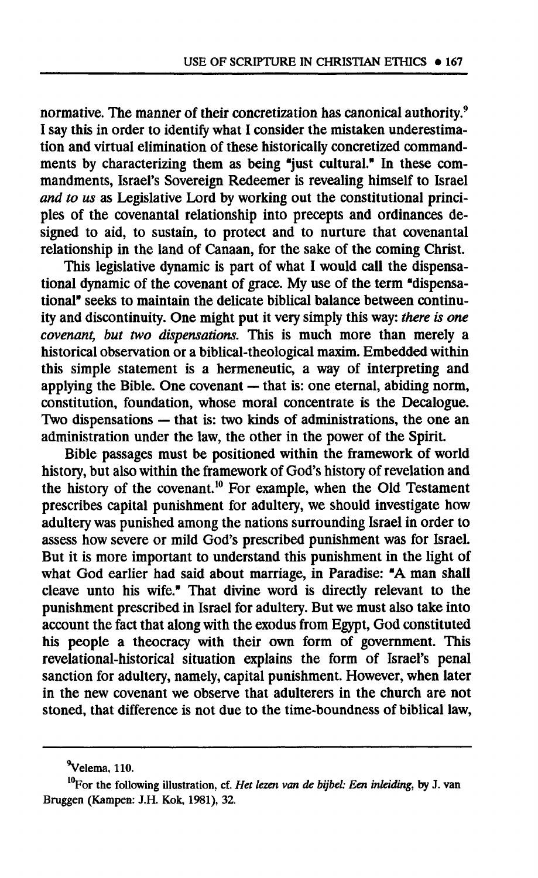normative. The manner of their concretization has canonical authority.[9] I say this in order to identify what I consider the mistaken underestimation and virtual elimination of these historically concretized commandments by characterizing them as being "just cultural." In these commandments, Israel's Sovereign Redeemer is revealing himself to Israel *and to us* as Legislative Lord by working out the constitutional principles of the covenantal relationship into precepts and ordinances designed to aid, to sustain, to protect and to nurture that covenantal relationship in the land of Canaan, for the sake of the coming Christ.

This legislative dynamic is part of what I would call the dispensational dynamic of the covenant of grace. My use of the term "dispensational" seeks to maintain the delicate biblical balance between continuity and discontinuity. One might put it very simply this way: *there is one covenant, but two dispensations.* This is much more than merely a historical observation or a biblical-theological maxim. Embedded within this simple statement is a hermeneutic, a way of interpreting and applying the Bible. One covenant — that is: one eternal, abiding norm, constitution, foundation, whose moral concentrate is the Decalogue. Two dispensations — that is: two kinds of administrations, the one an administration under the law, the other in the power of the Spirit.

Bible passages must be positioned within the framework of world history, but also within the framework of God's history of revelation and the history of the covenant.[10] For example, when the Old Testament prescribes capital punishment for adultery, we should investigate how adultery was punished among the nations surrounding Israel in order to assess how severe or mild God's prescribed punishment was for Israel. But it is more important to understand this punishment in the light of what God earlier had said about marriage, in Paradise: "A man shall cleave unto his wife." That divine word is directly relevant to the punishment prescribed in Israel for adultery. But we must also take into account the fact that along with the exodus from Egypt, God constituted his people a theocracy with their own form of government. This revelational-historical situation explains the form of Israel's penal sanction for adultery, namely, capital punishment. However, when later in the new covenant we observe that adulterers in the church are not stoned, that difference is not due to the time-boundness of biblical law,

---

[9]Velema, 110.

[10]For the following illustration, cf. *Het lezen van de bijbel: Een inleiding*, by J. van Bruggen (Kampen: J.H. Kok, 1981), 32.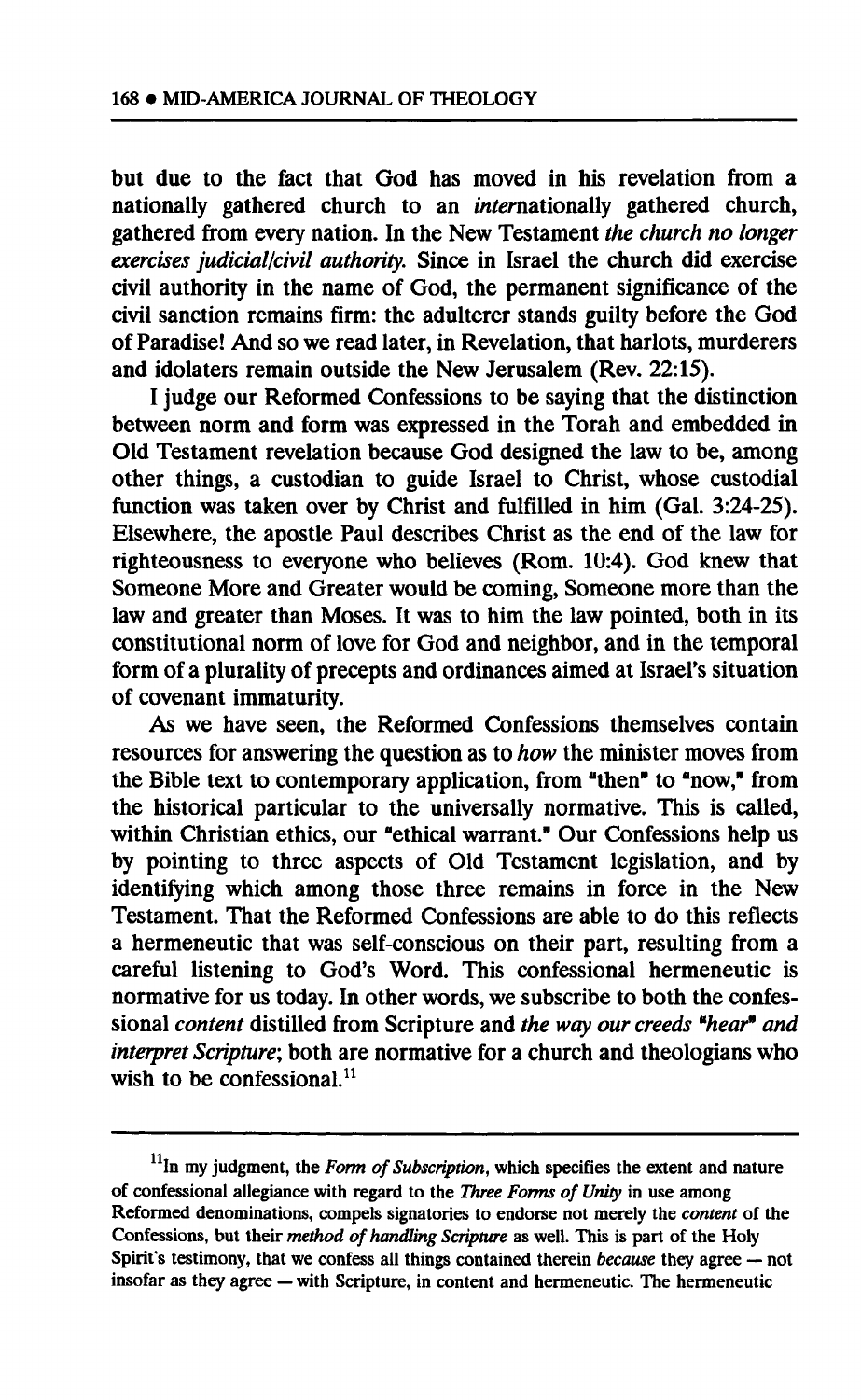but due to the fact that God has moved in his revelation from a nationally gathered church to an *inter*nationally gathered church, gathered from every nation. In the New Testament *the church no longer exercises judicial/civil authority.* Since in Israel the church did exercise civil authority in the name of God, the permanent significance of the civil sanction remains firm: the adulterer stands guilty before the God of Paradise! And so we read later, in Revelation, that harlots, murderers and idolaters remain outside the New Jerusalem (Rev. 22:15).

I judge our Reformed Confessions to be saying that the distinction between norm and form was expressed in the Torah and embedded in Old Testament revelation because God designed the law to be, among other things, a custodian to guide Israel to Christ, whose custodial function was taken over by Christ and fulfilled in him (Gal. 3:24-25). Elsewhere, the apostle Paul describes Christ as the end of the law for righteousness to everyone who believes (Rom. 10:4). God knew that Someone More and Greater would be coming, Someone more than the law and greater than Moses. It was to him the law pointed, both in its constitutional norm of love for God and neighbor, and in the temporal form of a plurality of precepts and ordinances aimed at Israel's situation of covenant immaturity.

As we have seen, the Reformed Confessions themselves contain resources for answering the question as to *how* the minister moves from the Bible text to contemporary application, from "then" to "now," from the historical particular to the universally normative. This is called, within Christian ethics, our "ethical warrant." Our Confessions help us by pointing to three aspects of Old Testament legislation, and by identifying which among those three remains in force in the New Testament. That the Reformed Confessions are able to do this reflects a hermeneutic that was self-conscious on their part, resulting from a careful listening to God's Word. This confessional hermeneutic is normative for us today. In other words, we subscribe to both the confessional *content* distilled from Scripture and *the way our creeds "hear" and interpret Scripture*; both are normative for a church and theologians who wish to be confessional.[11]

---

[11]In my judgment, the *Form of Subscription*, which specifies the extent and nature of confessional allegiance with regard to the *Three Forms of Unity* in use among Reformed denominations, compels signatories to endorse not merely the *content* of the Confessions, but their *method of handling Scripture* as well. This is part of the Holy Spirit's testimony, that we confess all things contained therein *because* they agree — not insofar as they agree — with Scripture, in content and hermeneutic. The hermeneutic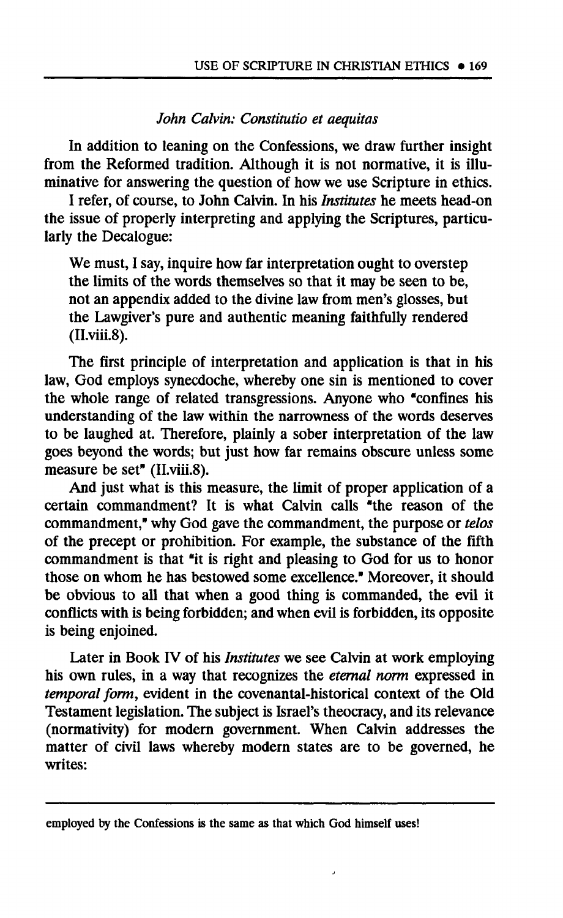### *John Calvin: Constitutio et aequitas*

In addition to leaning on the Confessions, we draw further insight from the Reformed tradition. Although it is not normative, it is illuminative for answering the question of how we use Scripture in ethics.

I refer, of course, to John Calvin. In his *Institutes* he meets head-on the issue of properly interpreting and applying the Scriptures, particularly the Decalogue:

> We must, I say, inquire how far interpretation ought to overstep the limits of the words themselves so that it may be seen to be, not an appendix added to the divine law from men's glosses, but the Lawgiver's pure and authentic meaning faithfully rendered (II.viii.8).

The first principle of interpretation and application is that in his law, God employs synecdoche, whereby one sin is mentioned to cover the whole range of related transgressions. Anyone who "confines his understanding of the law within the narrowness of the words deserves to be laughed at. Therefore, plainly a sober interpretation of the law goes beyond the words; but just how far remains obscure unless some measure be set" (II.viii.8).

And just what is this measure, the limit of proper application of a certain commandment? It is what Calvin calls "the reason of the commandment," why God gave the commandment, the purpose or *telos* of the precept or prohibition. For example, the substance of the fifth commandment is that "it is right and pleasing to God for us to honor those on whom he has bestowed some excellence." Moreover, it should be obvious to all that when a good thing is commanded, the evil it conflicts with is being forbidden; and when evil is forbidden, its opposite is being enjoined.

Later in Book IV of his *Institutes* we see Calvin at work employing his own rules, in a way that recognizes the *eternal norm* expressed in *temporal form*, evident in the covenantal-historical context of the Old Testament legislation. The subject is Israel's theocracy, and its relevance (normativity) for modern government. When Calvin addresses the matter of civil laws whereby modern states are to be governed, he writes:

---

employed by the Confessions is the same as that which God himself uses!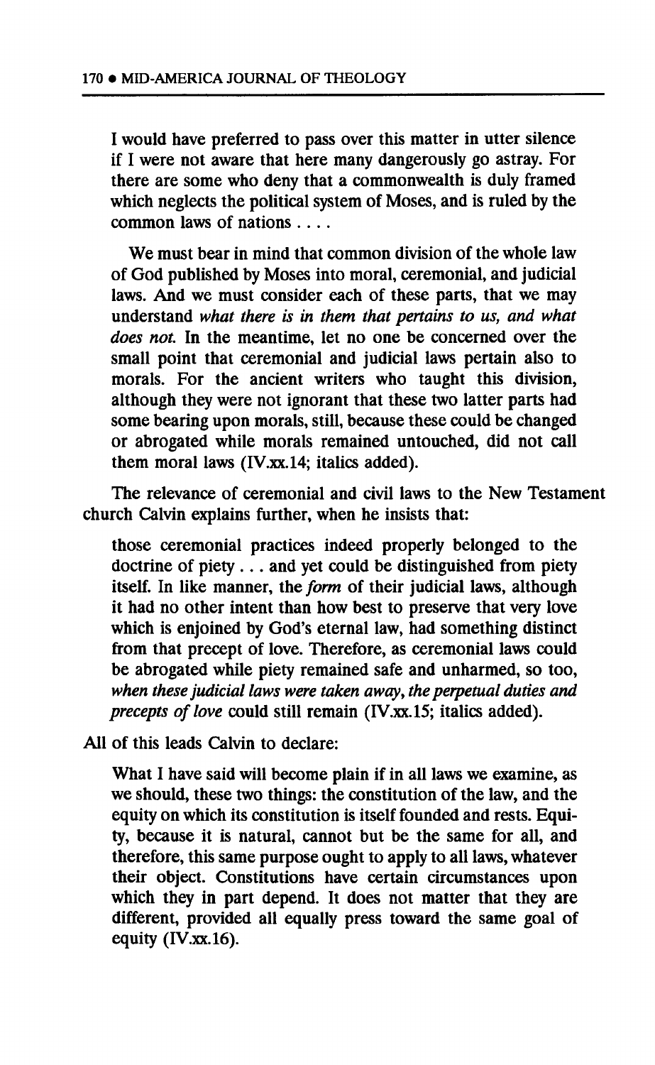> I would have preferred to pass over this matter in utter silence if I were not aware that here many dangerously go astray. For there are some who deny that a commonwealth is duly framed which neglects the political system of Moses, and is ruled by the common laws of nations . . . .
>
> We must bear in mind that common division of the whole law of God published by Moses into moral, ceremonial, and judicial laws. And we must consider each of these parts, that we may understand *what there is in them that pertains to us, and what does not.* In the meantime, let no one be concerned over the small point that ceremonial and judicial laws pertain also to morals. For the ancient writers who taught this division, although they were not ignorant that these two latter parts had some bearing upon morals, still, because these could be changed or abrogated while morals remained untouched, did not call them moral laws (IV.xx.14; italics added).

The relevance of ceremonial and civil laws to the New Testament church Calvin explains further, when he insists that:

> those ceremonial practices indeed properly belonged to the doctrine of piety . . . and yet could be distinguished from piety itself. In like manner, the *form* of their judicial laws, although it had no other intent than how best to preserve that very love which is enjoined by God's eternal law, had something distinct from that precept of love. Therefore, as ceremonial laws could be abrogated while piety remained safe and unharmed, so too, *when these judicial laws were taken away, the perpetual duties and precepts of love* could still remain (IV.xx.15; italics added).

All of this leads Calvin to declare:

> What I have said will become plain if in all laws we examine, as we should, these two things: the constitution of the law, and the equity on which its constitution is itself founded and rests. Equity, because it is natural, cannot but be the same for all, and therefore, this same purpose ought to apply to all laws, whatever their object. Constitutions have certain circumstances upon which they in part depend. It does not matter that they are different, provided all equally press toward the same goal of equity (IV.xx.16).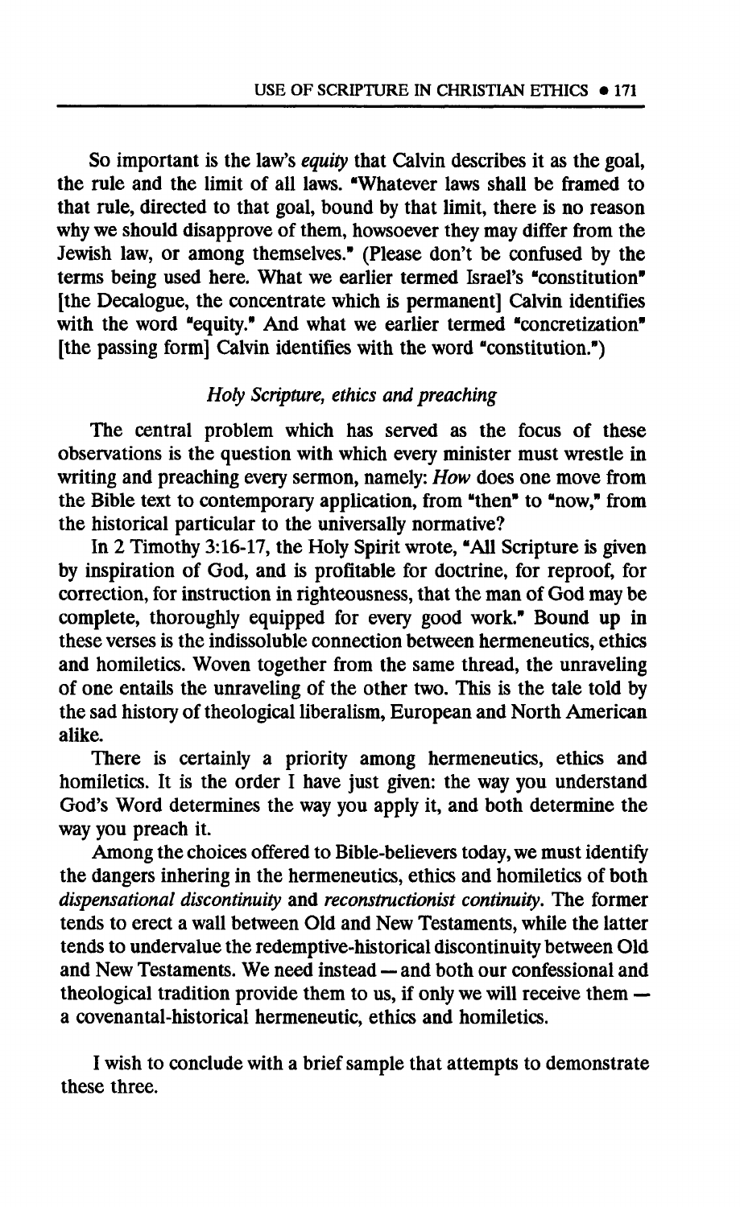So important is the law's *equity* that Calvin describes it as the goal, the rule and the limit of all laws. "Whatever laws shall be framed to that rule, directed to that goal, bound by that limit, there is no reason why we should disapprove of them, howsoever they may differ from the Jewish law, or among themselves." (Please don't be confused by the terms being used here. What we earlier termed Israel's "constitution" [the Decalogue, the concentrate which is permanent] Calvin identifies with the word "equity." And what we earlier termed "concretization" [the passing form] Calvin identifies with the word "constitution.")

### *Holy Scripture, ethics and preaching*

The central problem which has served as the focus of these observations is the question with which every minister must wrestle in writing and preaching every sermon, namely: *How* does one move from the Bible text to contemporary application, from "then" to "now," from the historical particular to the universally normative?

In 2 Timothy 3:16-17, the Holy Spirit wrote, "All Scripture is given by inspiration of God, and is profitable for doctrine, for reproof, for correction, for instruction in righteousness, that the man of God may be complete, thoroughly equipped for every good work." Bound up in these verses is the indissoluble connection between hermeneutics, ethics and homiletics. Woven together from the same thread, the unraveling of one entails the unraveling of the other two. This is the tale told by the sad history of theological liberalism, European and North American alike.

There is certainly a priority among hermeneutics, ethics and homiletics. It is the order I have just given: the way you understand God's Word determines the way you apply it, and both determine the way you preach it.

Among the choices offered to Bible-believers today, we must identify the dangers inhering in the hermeneutics, ethics and homiletics of both *dispensational discontinuity* and *reconstructionist continuity*. The former tends to erect a wall between Old and New Testaments, while the latter tends to undervalue the redemptive-historical discontinuity between Old and New Testaments. We need instead — and both our confessional and theological tradition provide them to us, if only we will receive them — a covenantal-historical hermeneutic, ethics and homiletics.

I wish to conclude with a brief sample that attempts to demonstrate these three.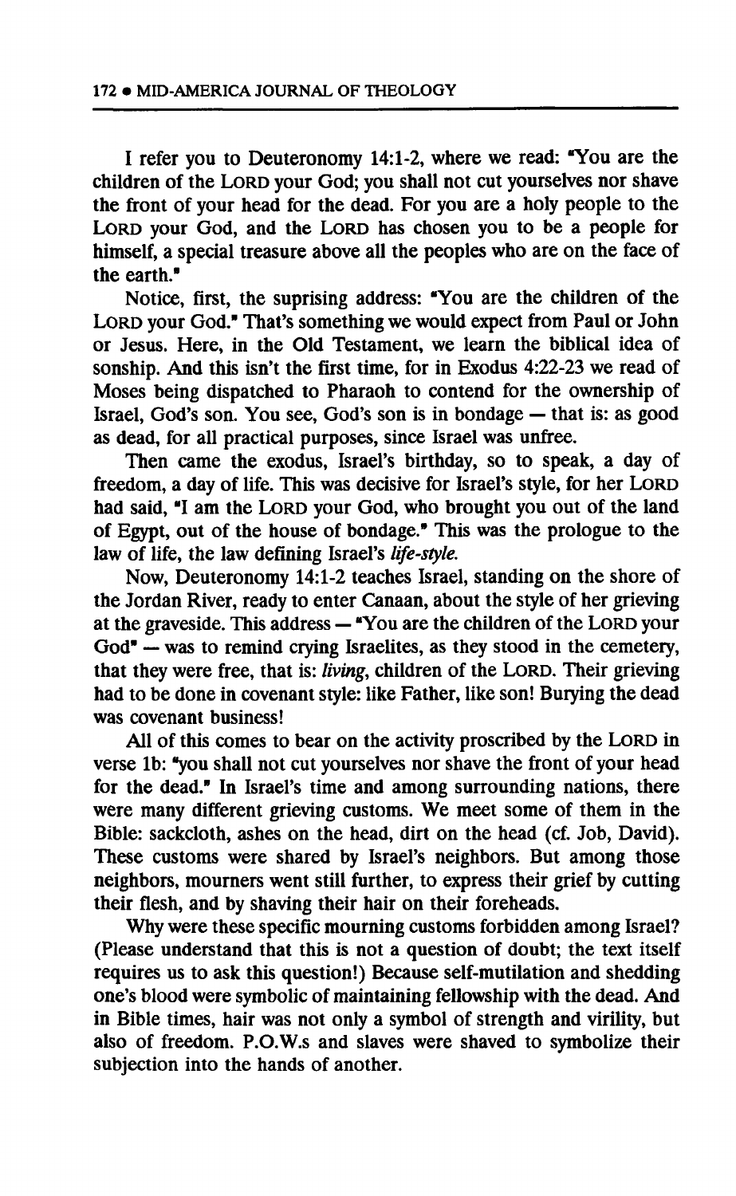I refer you to Deuteronomy 14:1-2, where we read: "You are the children of the LORD your God; you shall not cut yourselves nor shave the front of your head for the dead. For you are a holy people to the LORD your God, and the LORD has chosen you to be a people for himself, a special treasure above all the peoples who are on the face of the earth."

Notice, first, the suprising address: "You are the children of the LORD your God." That's something we would expect from Paul or John or Jesus. Here, in the Old Testament, we learn the biblical idea of sonship. And this isn't the first time, for in Exodus 4:22-23 we read of Moses being dispatched to Pharaoh to contend for the ownership of Israel, God's son. You see, God's son is in bondage — that is: as good as dead, for all practical purposes, since Israel was unfree.

Then came the exodus, Israel's birthday, so to speak, a day of freedom, a day of life. This was decisive for Israel's style, for her LORD had said, "I am the LORD your God, who brought you out of the land of Egypt, out of the house of bondage." This was the prologue to the law of life, the law defining Israel's *life-style.*

Now, Deuteronomy 14:1-2 teaches Israel, standing on the shore of the Jordan River, ready to enter Canaan, about the style of her grieving at the graveside. This address — "You are the children of the LORD your God" — was to remind crying Israelites, as they stood in the cemetery, that they were free, that is: *living*, children of the LORD. Their grieving had to be done in covenant style: like Father, like son! Burying the dead was covenant business!

All of this comes to bear on the activity proscribed by the LORD in verse 1b: "you shall not cut yourselves nor shave the front of your head for the dead." In Israel's time and among surrounding nations, there were many different grieving customs. We meet some of them in the Bible: sackcloth, ashes on the head, dirt on the head (cf. Job, David). These customs were shared by Israel's neighbors. But among those neighbors, mourners went still further, to express their grief by cutting their flesh, and by shaving their hair on their foreheads.

Why were these specific mourning customs forbidden among Israel? (Please understand that this is not a question of doubt; the text itself requires us to ask this question!) Because self-mutilation and shedding one's blood were symbolic of maintaining fellowship with the dead. And in Bible times, hair was not only a symbol of strength and virility, but also of freedom. P.O.W.s and slaves were shaved to symbolize their subjection into the hands of another.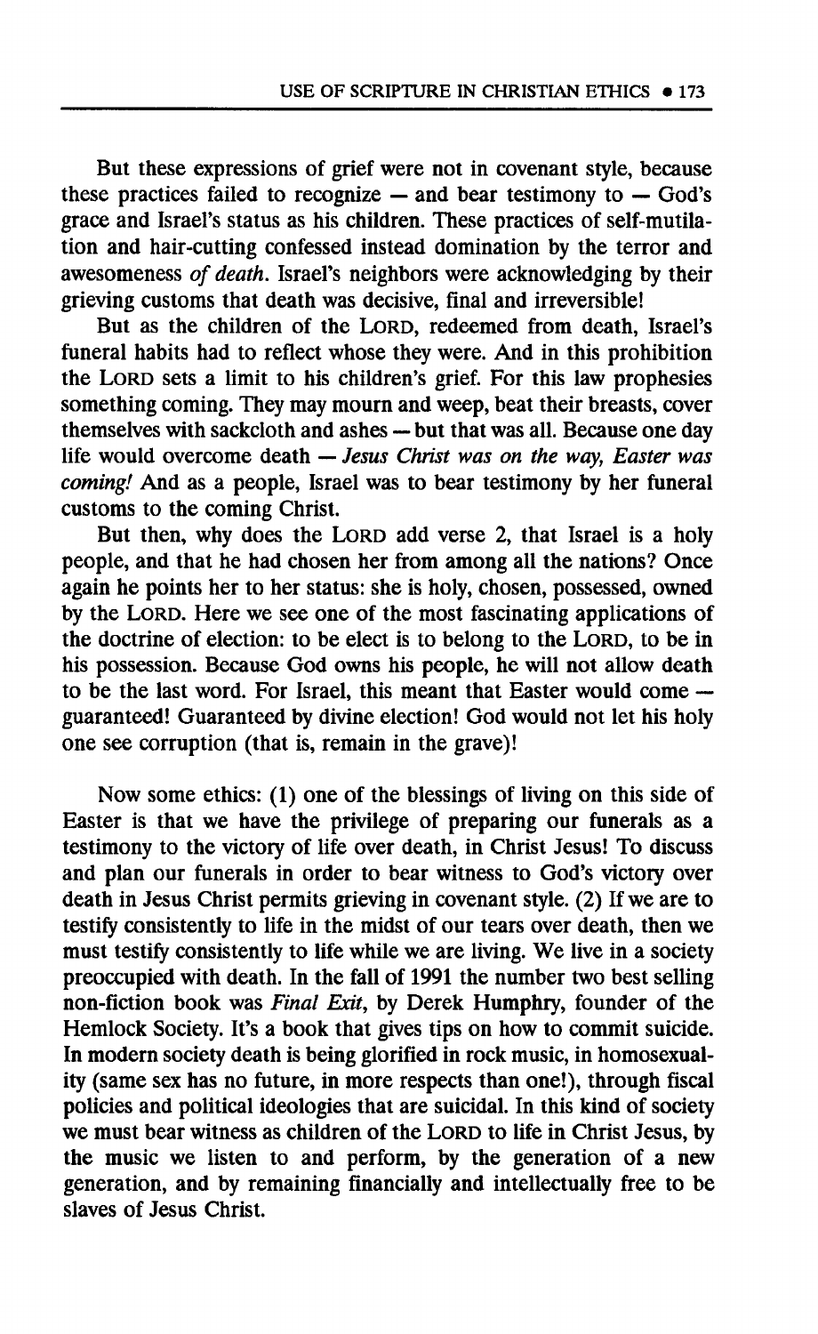But these expressions of grief were not in covenant style, because these practices failed to recognize — and bear testimony to — God's grace and Israel's status as his children. These practices of self-mutilation and hair-cutting confessed instead domination by the terror and awesomeness *of death*. Israel's neighbors were acknowledging by their grieving customs that death was decisive, final and irreversible!

But as the children of the LORD, redeemed from death, Israel's funeral habits had to reflect whose they were. And in this prohibition the LORD sets a limit to his children's grief. For this law prophesies something coming. They may mourn and weep, beat their breasts, cover themselves with sackcloth and ashes — but that was all. Because one day life would overcome death — *Jesus Christ was on the way, Easter was coming!* And as a people, Israel was to bear testimony by her funeral customs to the coming Christ.

But then, why does the LORD add verse 2, that Israel is a holy people, and that he had chosen her from among all the nations? Once again he points her to her status: she is holy, chosen, possessed, owned by the LORD. Here we see one of the most fascinating applications of the doctrine of election: to be elect is to belong to the LORD, to be in his possession. Because God owns his people, he will not allow death to be the last word. For Israel, this meant that Easter would come — guaranteed! Guaranteed by divine election! God would not let his holy one see corruption (that is, remain in the grave)!

Now some ethics: (1) one of the blessings of living on this side of Easter is that we have the privilege of preparing our funerals as a testimony to the victory of life over death, in Christ Jesus! To discuss and plan our funerals in order to bear witness to God's victory over death in Jesus Christ permits grieving in covenant style. (2) If we are to testify consistently to life in the midst of our tears over death, then we must testify consistently to life while we are living. We live in a society preoccupied with death. In the fall of 1991 the number two best selling non-fiction book was *Final Exit*, by Derek Humphry, founder of the Hemlock Society. It's a book that gives tips on how to commit suicide. In modern society death is being glorified in rock music, in homosexuality (same sex has no future, in more respects than one!), through fiscal policies and political ideologies that are suicidal. In this kind of society we must bear witness as children of the LORD to life in Christ Jesus, by the music we listen to and perform, by the generation of a new generation, and by remaining financially and intellectually free to be slaves of Jesus Christ.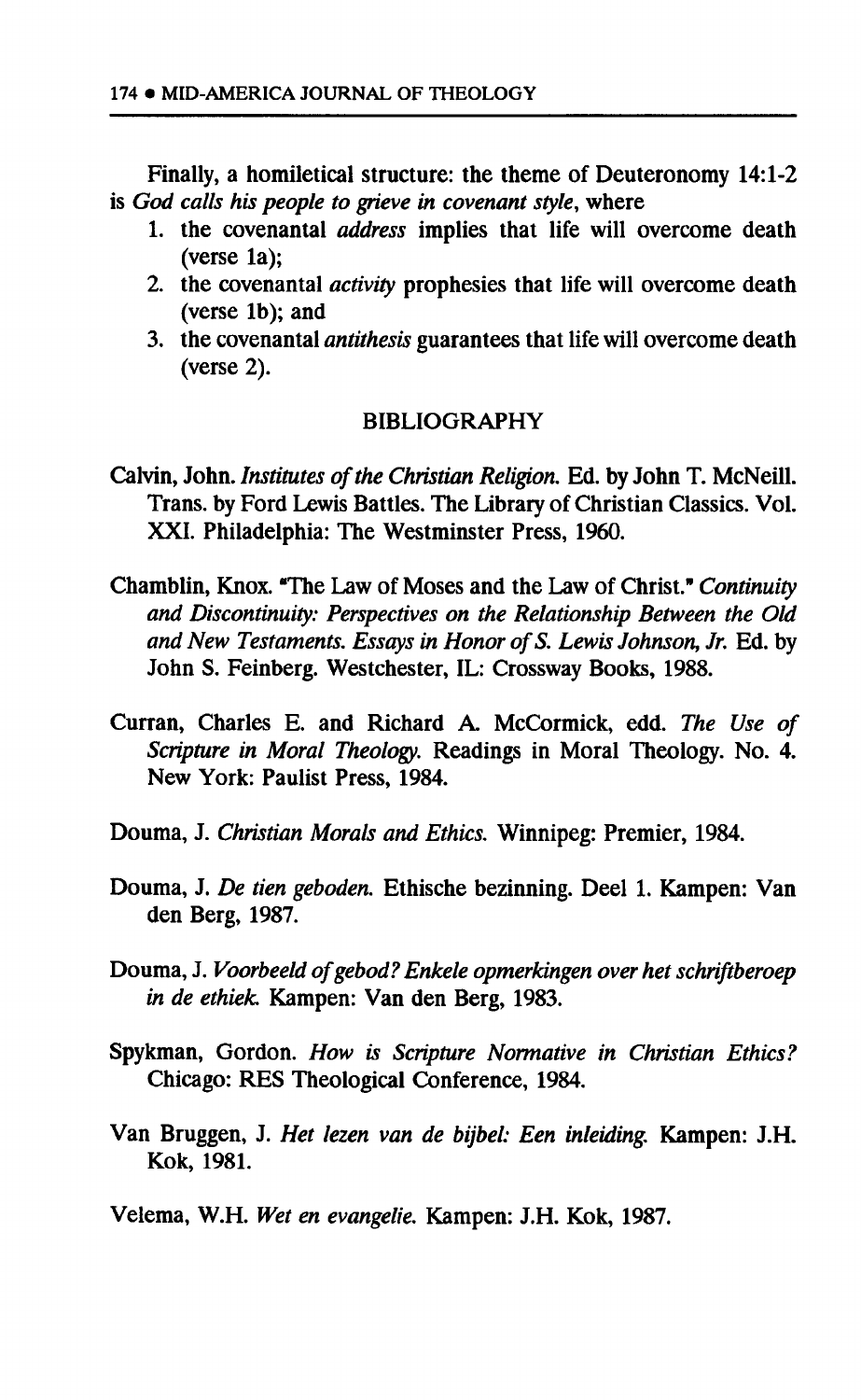Finally, a homiletical structure: the theme of Deuteronomy 14:1-2 is *God calls his people to grieve in covenant style*, where

1. the covenantal *address* implies that life will overcome death (verse 1a);
2. the covenantal *activity* prophesies that life will overcome death (verse 1b); and
3. the covenantal *antithesis* guarantees that life will overcome death (verse 2).

## BIBLIOGRAPHY

Calvin, John. *Institutes of the Christian Religion.* Ed. by John T. McNeill. Trans. by Ford Lewis Battles. The Library of Christian Classics. Vol. XXI. Philadelphia: The Westminster Press, 1960.

Chamblin, Knox. "The Law of Moses and the Law of Christ." *Continuity and Discontinuity: Perspectives on the Relationship Between the Old and New Testaments. Essays in Honor of S. Lewis Johnson, Jr.* Ed. by John S. Feinberg. Westchester, IL: Crossway Books, 1988.

Curran, Charles E. and Richard A. McCormick, edd. *The Use of Scripture in Moral Theology.* Readings in Moral Theology. No. 4. New York: Paulist Press, 1984.

Douma, J. *Christian Morals and Ethics.* Winnipeg: Premier, 1984.

Douma, J. *De tien geboden.* Ethische bezinning. Deel 1. Kampen: Van den Berg, 1987.

Douma, J. *Voorbeeld of gebod? Enkele opmerkingen over het schriftberoep in de ethiek.* Kampen: Van den Berg, 1983.

Spykman, Gordon. *How is Scripture Normative in Christian Ethics?* Chicago: RES Theological Conference, 1984.

Van Bruggen, J. *Het lezen van de bijbel: Een inleiding.* Kampen: J.H. Kok, 1981.

Velema, W.H. *Wet en evangelie.* Kampen: J.H. Kok, 1987.